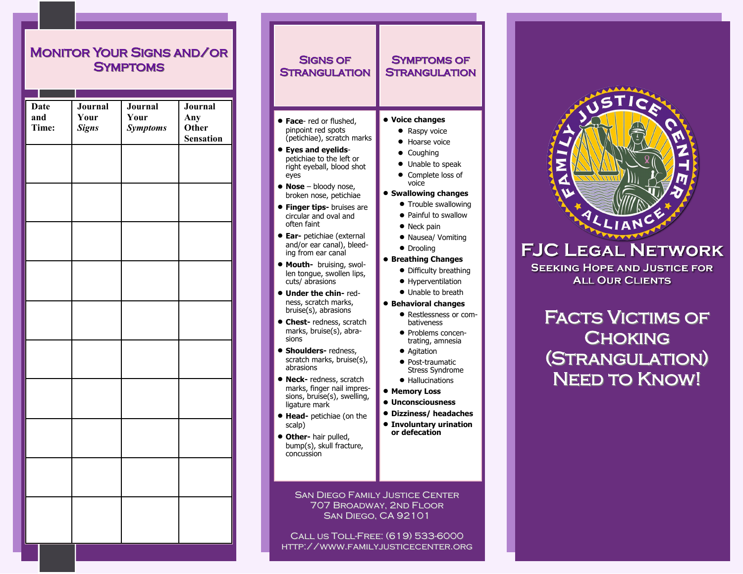## Monitor Your Signs and/or Symptoms

| Date and Time: | Journal Your *Signs* | Journal Your *Symptoms* | Journal Any Other Sensation |
|---|---|---|---|
| | | | |
| | | | |
| | | | |
| | | | |
| | | | |
| | | | |
| | | | |
| | | | |
| | | | |
| | | | |

## Signs of Strangulation

- **Face**- red or flushed, pinpoint red spots (petichiae), scratch marks
- **Eyes and eyelids**- petichiae to the left or right eyeball, blood shot eyes
- **Nose** – bloody nose, broken nose, petichiae
- **Finger tips-** bruises are circular and oval and often faint
- **Ear-** petichiae (external and/or ear canal), bleeding from ear canal
- **Mouth-** bruising, swollen tongue, swollen lips, cuts/ abrasions
- **Under the chin-** redness, scratch marks, bruise(s), abrasions
- **Chest-** redness, scratch marks, bruise(s), abrasions
- **Shoulders-** redness, scratch marks, bruise(s), abrasions
- **Neck-** redness, scratch marks, finger nail impressions, bruise(s), swelling, ligature mark
- **Head-** petichiae (on the scalp)
- **Other-** hair pulled, bump(s), skull fracture, concussion

## Symptoms of Strangulation

- **Voice changes**
  - Raspy voice
  - Hoarse voice
  - Coughing
  - Unable to speak
  - Complete loss of voice
- **Swallowing changes**
  - Trouble swallowing
  - Painful to swallow
  - Neck pain
  - Nausea/ Vomiting
  - Drooling
- **Breathing Changes**
  - Difficulty breathing
  - Hyperventilation
  - Unable to breath
- **Behavioral changes**
  - Restlessness or combativeness
  - Problems concentrating, amnesia
  - Agitation
  - Post-traumatic Stress Syndrome
  - Hallucinations
- **Memory Loss**
- **Unconsciousness**
- **Dizziness/ headaches**
- **Involuntary urination or defecation**

San Diego Family Justice Center
707 Broadway, 2nd Floor
San Diego, CA 92101

Call us Toll-Free: (619) 533-6000
http://www.familyjusticecenter.org

Family Justice Center Alliance

# FJC Legal Network

### Seeking Hope and Justice for All Our Clients

# Facts Victims of Choking (Strangulation) Need to Know!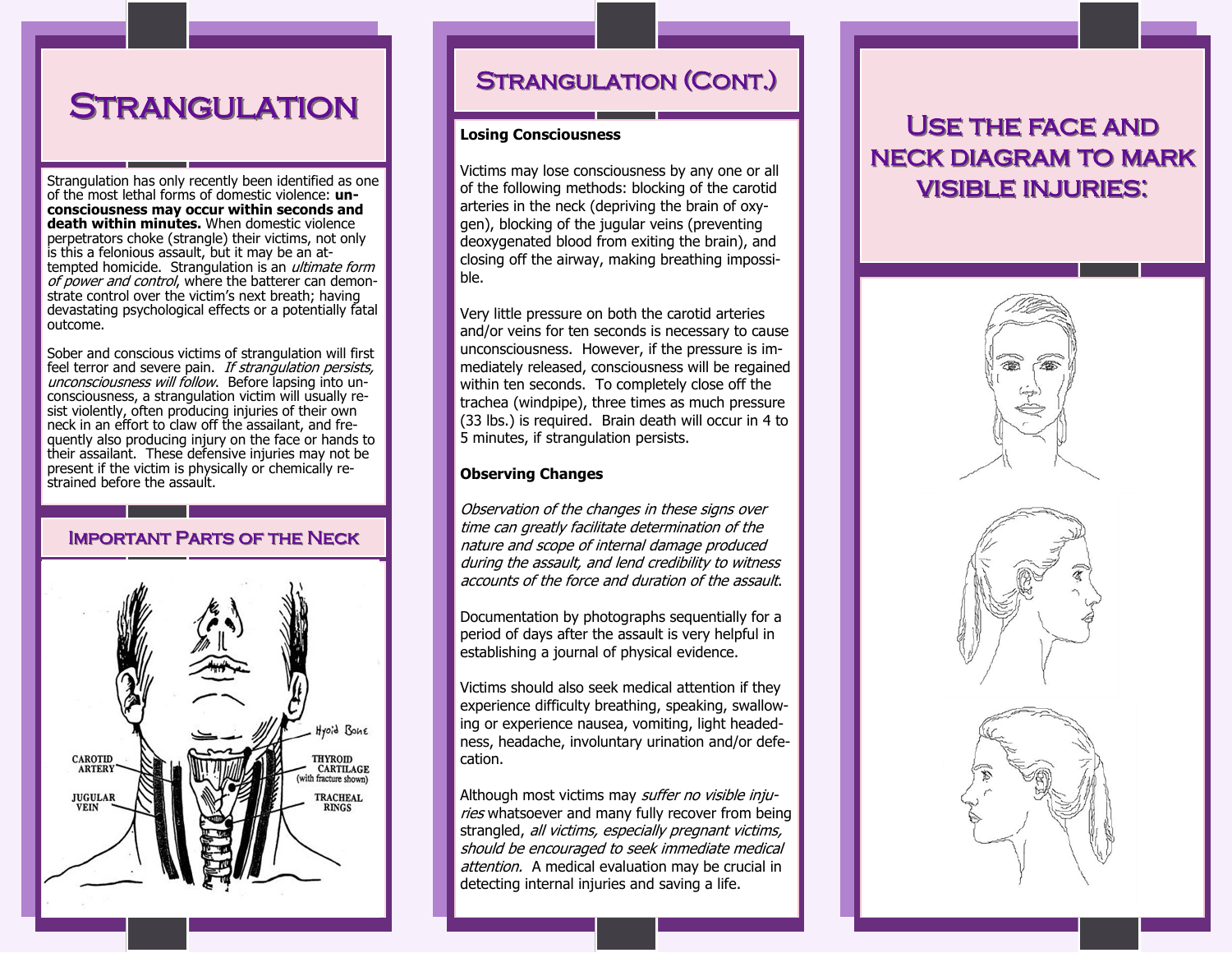# Strangulation

Strangulation has only recently been identified as one of the most lethal forms of domestic violence: **unconsciousness may occur within seconds and death within minutes.** When domestic violence perpetrators choke (strangle) their victims, not only is this a felonious assault, but it may be an attempted homicide. Strangulation is an *ultimate form of power and control*, where the batterer can demonstrate control over the victim's next breath; having devastating psychological effects or a potentially fatal outcome.

Sober and conscious victims of strangulation will first feel terror and severe pain. *If strangulation persists, unconsciousness will follow.* Before lapsing into unconsciousness, a strangulation victim will usually resist violently, often producing injuries of their own neck in an effort to claw off the assailant, and frequently also producing injury on the face or hands to their assailant. These defensive injuries may not be present if the victim is physically or chemically restrained before the assault.

## Important Parts of the Neck

Hyoid Bone

CAROTID ARTERY

THYROID CARTILAGE (with fracture shown)

JUGULAR VEIN

TRACHEAL RINGS

# Strangulation (Cont.)

**Losing Consciousness**

Victims may lose consciousness by any one or all of the following methods: blocking of the carotid arteries in the neck (depriving the brain of oxygen), blocking of the jugular veins (preventing deoxygenated blood from exiting the brain), and closing off the airway, making breathing impossible.

Very little pressure on both the carotid arteries and/or veins for ten seconds is necessary to cause unconsciousness. However, if the pressure is immediately released, consciousness will be regained within ten seconds. To completely close off the trachea (windpipe), three times as much pressure (33 lbs.) is required. Brain death will occur in 4 to 5 minutes, if strangulation persists.

**Observing Changes**

*Observation of the changes in these signs over time can greatly facilitate determination of the nature and scope of internal damage produced during the assault, and lend credibility to witness accounts of the force and duration of the assault.*

Documentation by photographs sequentially for a period of days after the assault is very helpful in establishing a journal of physical evidence.

Victims should also seek medical attention if they experience difficulty breathing, speaking, swallowing or experience nausea, vomiting, light headedness, headache, involuntary urination and/or defecation.

Although most victims may *suffer no visible injuries* whatsoever and many fully recover from being strangled, *all victims, especially pregnant victims, should be encouraged to seek immediate medical attention.* A medical evaluation may be crucial in detecting internal injuries and saving a life.

# Use the face and neck diagram to mark visible injuries: